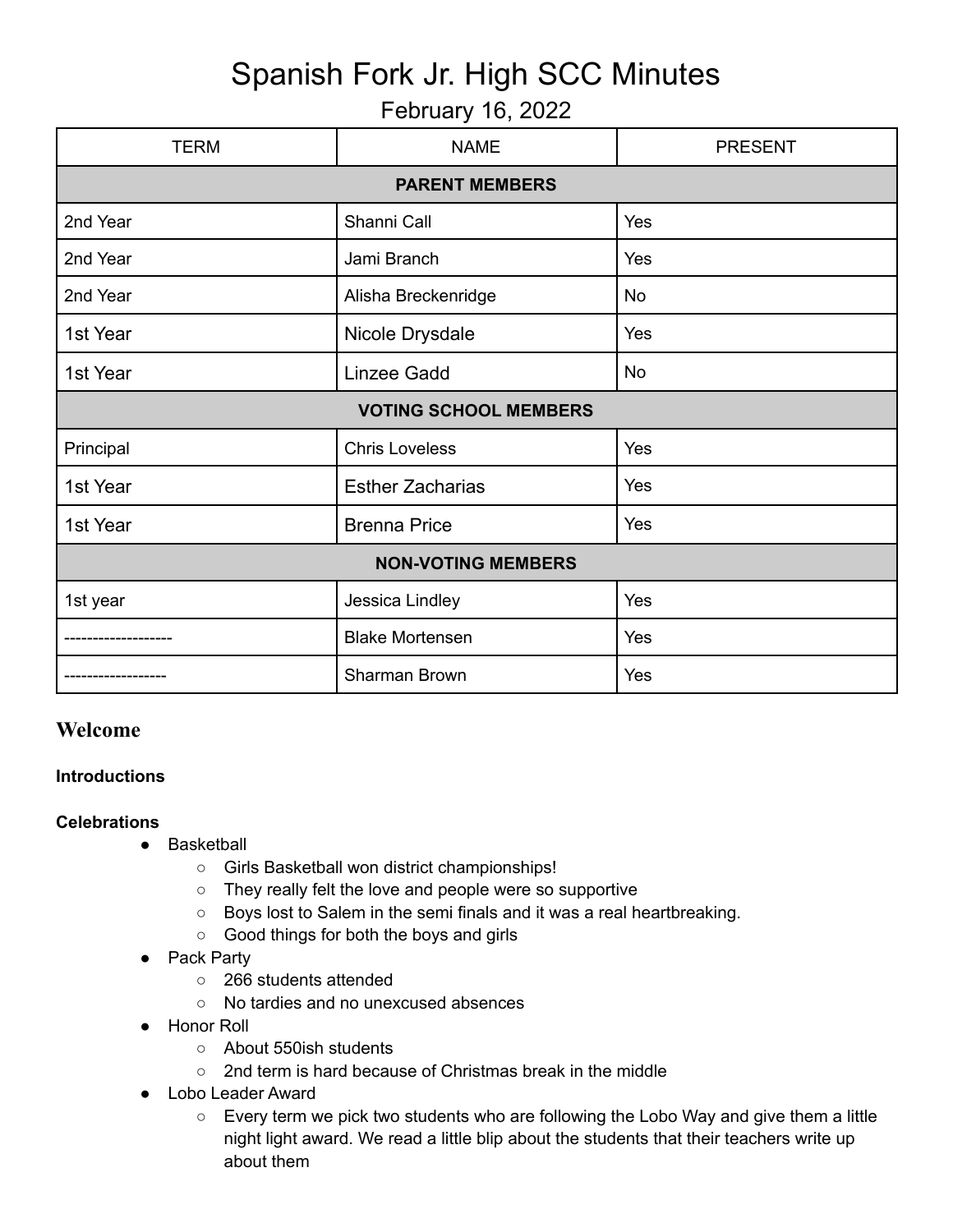# Spanish Fork Jr. High SCC Minutes

## February 16, 2022

| TERM | NAME | PRESENT |
|---|---|---|
| **PARENT MEMBERS** | | |
| 2nd Year | Shanni Call | Yes |
| 2nd Year | Jami Branch | Yes |
| 2nd Year | Alisha Breckenridge | No |
| 1st Year | Nicole Drysdale | Yes |
| 1st Year | Linzee Gadd | No |
| **VOTING SCHOOL MEMBERS** | | |
| Principal | Chris Loveless | Yes |
| 1st Year | Esther Zacharias | Yes |
| 1st Year | Brenna Price | Yes |
| **NON-VOTING MEMBERS** | | |
| 1st year | Jessica Lindley | Yes |
| ------------------- | Blake Mortensen | Yes |
| ------------------ | Sharman Brown | Yes |

## Welcome

**Introductions**

**Celebrations**

- Basketball
  - Girls Basketball won district championships!
  - They really felt the love and people were so supportive
  - Boys lost to Salem in the semi finals and it was a real heartbreaking.
  - Good things for both the boys and girls
- Pack Party
  - 266 students attended
  - No tardies and no unexcused absences
- Honor Roll
  - About 550ish students
  - 2nd term is hard because of Christmas break in the middle
- Lobo Leader Award
  - Every term we pick two students who are following the Lobo Way and give them a little night light award. We read a little blip about the students that their teachers write up about them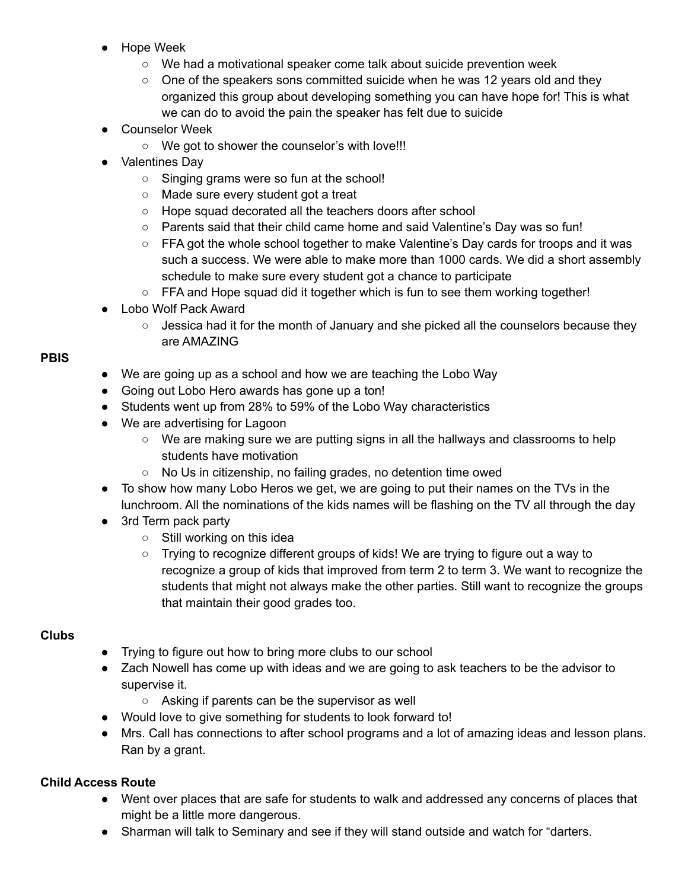- Hope Week
  - We had a motivational speaker come talk about suicide prevention week
  - One of the speakers sons committed suicide when he was 12 years old and they organized this group about developing something you can have hope for! This is what we can do to avoid the pain the speaker has felt due to suicide
- Counselor Week
  - We got to shower the counselor's with love!!!
- Valentines Day
  - Singing grams were so fun at the school!
  - Made sure every student got a treat
  - Hope squad decorated all the teachers doors after school
  - Parents said that their child came home and said Valentine's Day was so fun!
  - FFA got the whole school together to make Valentine's Day cards for troops and it was such a success. We were able to make more than 1000 cards. We did a short assembly schedule to make sure every student got a chance to participate
  - FFA and Hope squad did it together which is fun to see them working together!
- Lobo Wolf Pack Award
  - Jessica had it for the month of January and she picked all the counselors because they are AMAZING

**PBIS**

- We are going up as a school and how we are teaching the Lobo Way
- Going out Lobo Hero awards has gone up a ton!
- Students went up from 28% to 59% of the Lobo Way characteristics
- We are advertising for Lagoon
  - We are making sure we are putting signs in all the hallways and classrooms to help students have motivation
  - No Us in citizenship, no failing grades, no detention time owed
- To show how many Lobo Heros we get, we are going to put their names on the TVs in the lunchroom. All the nominations of the kids names will be flashing on the TV all through the day
- 3rd Term pack party
  - Still working on this idea
  - Trying to recognize different groups of kids! We are trying to figure out a way to recognize a group of kids that improved from term 2 to term 3. We want to recognize the students that might not always make the other parties. Still want to recognize the groups that maintain their good grades too.

**Clubs**

- Trying to figure out how to bring more clubs to our school
- Zach Nowell has come up with ideas and we are going to ask teachers to be the advisor to supervise it.
  - Asking if parents can be the supervisor as well
- Would love to give something for students to look forward to!
- Mrs. Call has connections to after school programs and a lot of amazing ideas and lesson plans. Ran by a grant.

**Child Access Route**

- Went over places that are safe for students to walk and addressed any concerns of places that might be a little more dangerous.
- Sharman will talk to Seminary and see if they will stand outside and watch for "darters.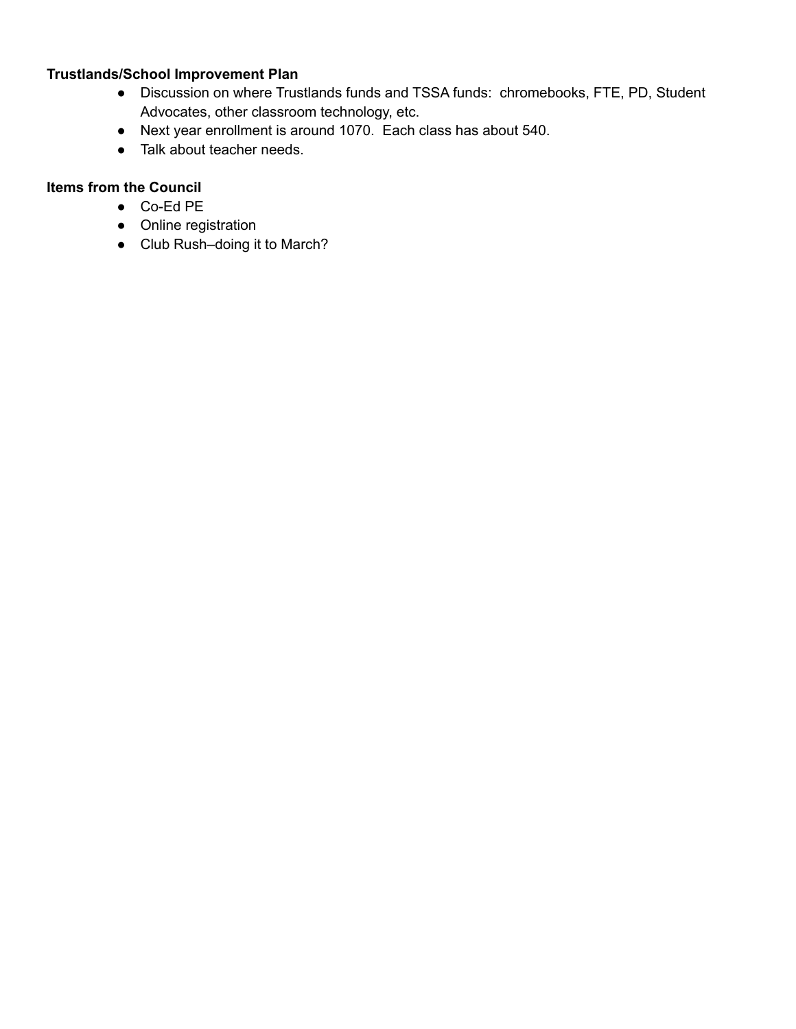**Trustlands/School Improvement Plan**

- Discussion on where Trustlands funds and TSSA funds: chromebooks, FTE, PD, Student Advocates, other classroom technology, etc.
- Next year enrollment is around 1070. Each class has about 540.
- Talk about teacher needs.

**Items from the Council**

- Co-Ed PE
- Online registration
- Club Rush–doing it to March?